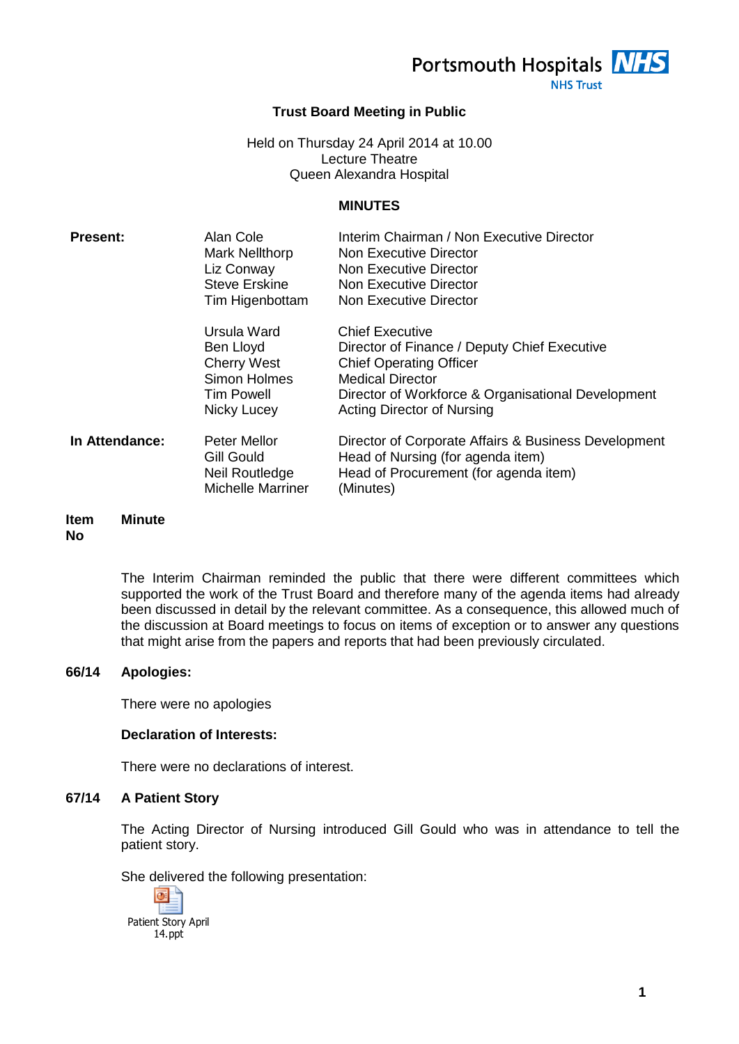Portsmouth Hospitals **NHS**
NHS Trust

# Trust Board Meeting in Public

Held on Thursday 24 April 2014 at 10.00
Lecture Theatre
Queen Alexandra Hospital

## MINUTES

| | | |
|---|---|---|
| **Present:** | Alan Cole | Interim Chairman / Non Executive Director |
| | Mark Nellthorp | Non Executive Director |
| | Liz Conway | Non Executive Director |
| | Steve Erskine | Non Executive Director |
| | Tim Higenbottam | Non Executive Director |
| | Ursula Ward | Chief Executive |
| | Ben Lloyd | Director of Finance / Deputy Chief Executive |
| | Cherry West | Chief Operating Officer |
| | Simon Holmes | Medical Director |
| | Tim Powell | Director of Workforce & Organisational Development |
| | Nicky Lucey | Acting Director of Nursing |
| **In Attendance:** | Peter Mellor | Director of Corporate Affairs & Business Development |
| | Gill Gould | Head of Nursing (for agenda item) |
| | Neil Routledge | Head of Procurement (for agenda item) |
| | Michelle Marriner | (Minutes) |

**Item No** **Minute**

The Interim Chairman reminded the public that there were different committees which supported the work of the Trust Board and therefore many of the agenda items had already been discussed in detail by the relevant committee. As a consequence, this allowed much of the discussion at Board meetings to focus on items of exception or to answer any questions that might arise from the papers and reports that had been previously circulated.

**66/14 Apologies:**

There were no apologies

**Declaration of Interests:**

There were no declarations of interest.

**67/14 A Patient Story**

The Acting Director of Nursing introduced Gill Gould who was in attendance to tell the patient story.

She delivered the following presentation:

Patient Story April 14.ppt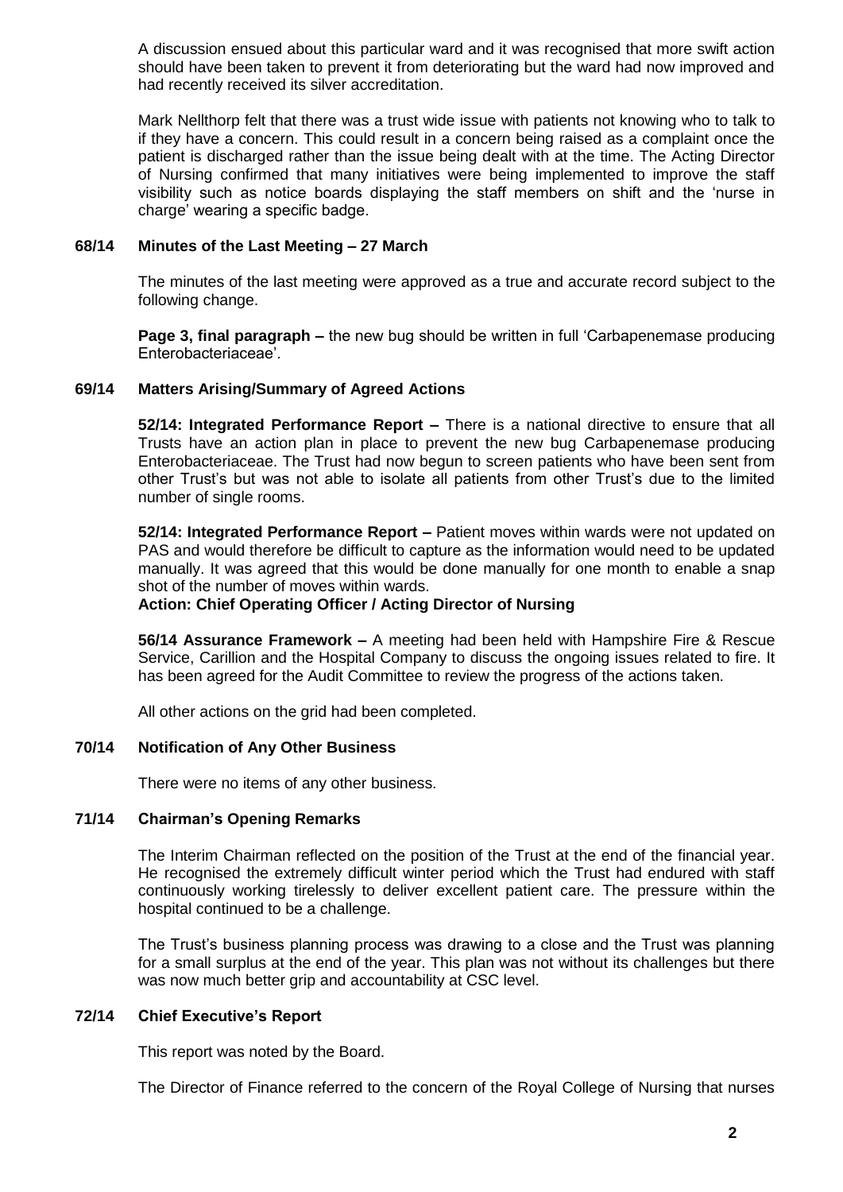A discussion ensued about this particular ward and it was recognised that more swift action should have been taken to prevent it from deteriorating but the ward had now improved and had recently received its silver accreditation.

Mark Nellthorp felt that there was a trust wide issue with patients not knowing who to talk to if they have a concern. This could result in a concern being raised as a complaint once the patient is discharged rather than the issue being dealt with at the time. The Acting Director of Nursing confirmed that many initiatives were being implemented to improve the staff visibility such as notice boards displaying the staff members on shift and the 'nurse in charge' wearing a specific badge.

**68/14 Minutes of the Last Meeting – 27 March**

The minutes of the last meeting were approved as a true and accurate record subject to the following change.

**Page 3, final paragraph –** the new bug should be written in full 'Carbapenemase producing Enterobacteriaceae'.

**69/14 Matters Arising/Summary of Agreed Actions**

**52/14: Integrated Performance Report –** There is a national directive to ensure that all Trusts have an action plan in place to prevent the new bug Carbapenemase producing Enterobacteriaceae. The Trust had now begun to screen patients who have been sent from other Trust's but was not able to isolate all patients from other Trust's due to the limited number of single rooms.

**52/14: Integrated Performance Report –** Patient moves within wards were not updated on PAS and would therefore be difficult to capture as the information would need to be updated manually. It was agreed that this would be done manually for one month to enable a snap shot of the number of moves within wards.
**Action: Chief Operating Officer / Acting Director of Nursing**

**56/14 Assurance Framework –** A meeting had been held with Hampshire Fire & Rescue Service, Carillion and the Hospital Company to discuss the ongoing issues related to fire. It has been agreed for the Audit Committee to review the progress of the actions taken.

All other actions on the grid had been completed.

**70/14 Notification of Any Other Business**

There were no items of any other business.

**71/14 Chairman's Opening Remarks**

The Interim Chairman reflected on the position of the Trust at the end of the financial year. He recognised the extremely difficult winter period which the Trust had endured with staff continuously working tirelessly to deliver excellent patient care. The pressure within the hospital continued to be a challenge.

The Trust's business planning process was drawing to a close and the Trust was planning for a small surplus at the end of the year. This plan was not without its challenges but there was now much better grip and accountability at CSC level.

**72/14 Chief Executive's Report**

This report was noted by the Board.

The Director of Finance referred to the concern of the Royal College of Nursing that nurses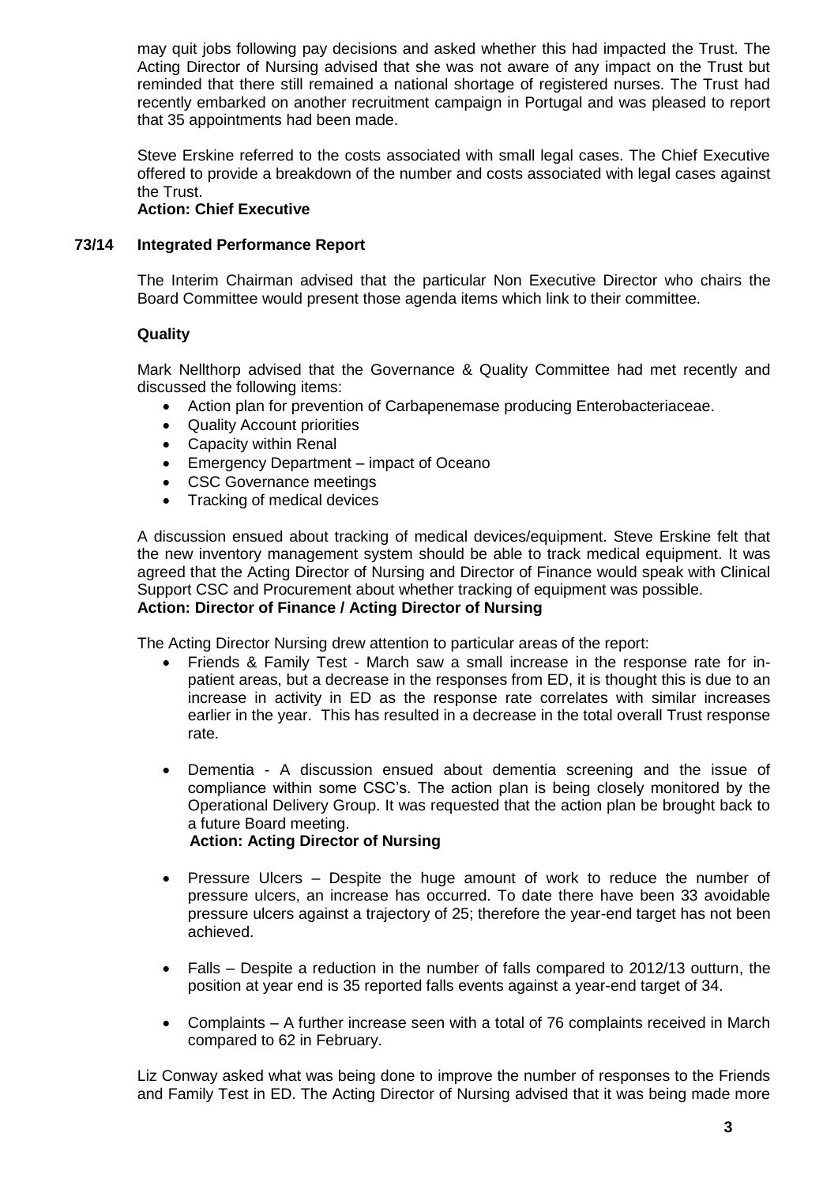may quit jobs following pay decisions and asked whether this had impacted the Trust. The Acting Director of Nursing advised that she was not aware of any impact on the Trust but reminded that there still remained a national shortage of registered nurses. The Trust had recently embarked on another recruitment campaign in Portugal and was pleased to report that 35 appointments had been made.

Steve Erskine referred to the costs associated with small legal cases. The Chief Executive offered to provide a breakdown of the number and costs associated with legal cases against the Trust.

**Action: Chief Executive**

**73/14 Integrated Performance Report**

The Interim Chairman advised that the particular Non Executive Director who chairs the Board Committee would present those agenda items which link to their committee.

**Quality**

Mark Nellthorp advised that the Governance & Quality Committee had met recently and discussed the following items:

- Action plan for prevention of Carbapenemase producing Enterobacteriaceae.
- Quality Account priorities
- Capacity within Renal
- Emergency Department – impact of Oceano
- CSC Governance meetings
- Tracking of medical devices

A discussion ensued about tracking of medical devices/equipment. Steve Erskine felt that the new inventory management system should be able to track medical equipment. It was agreed that the Acting Director of Nursing and Director of Finance would speak with Clinical Support CSC and Procurement about whether tracking of equipment was possible.

**Action: Director of Finance / Acting Director of Nursing**

The Acting Director Nursing drew attention to particular areas of the report:

- Friends & Family Test - March saw a small increase in the response rate for in-patient areas, but a decrease in the responses from ED, it is thought this is due to an increase in activity in ED as the response rate correlates with similar increases earlier in the year. This has resulted in a decrease in the total overall Trust response rate.

- Dementia - A discussion ensued about dementia screening and the issue of compliance within some CSC's. The action plan is being closely monitored by the Operational Delivery Group. It was requested that the action plan be brought back to a future Board meeting.

  **Action: Acting Director of Nursing**

- Pressure Ulcers – Despite the huge amount of work to reduce the number of pressure ulcers, an increase has occurred. To date there have been 33 avoidable pressure ulcers against a trajectory of 25; therefore the year-end target has not been achieved.

- Falls – Despite a reduction in the number of falls compared to 2012/13 outturn, the position at year end is 35 reported falls events against a year-end target of 34.

- Complaints – A further increase seen with a total of 76 complaints received in March compared to 62 in February.

Liz Conway asked what was being done to improve the number of responses to the Friends and Family Test in ED. The Acting Director of Nursing advised that it was being made more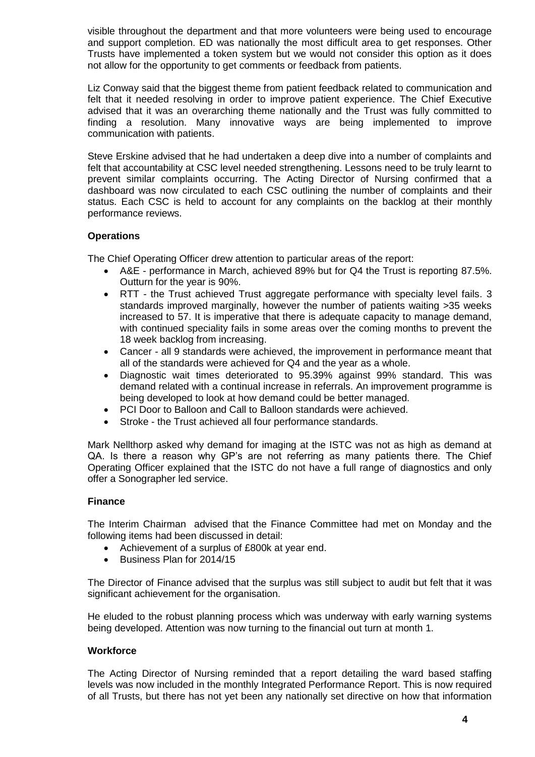visible throughout the department and that more volunteers were being used to encourage and support completion. ED was nationally the most difficult area to get responses. Other Trusts have implemented a token system but we would not consider this option as it does not allow for the opportunity to get comments or feedback from patients.

Liz Conway said that the biggest theme from patient feedback related to communication and felt that it needed resolving in order to improve patient experience. The Chief Executive advised that it was an overarching theme nationally and the Trust was fully committed to finding a resolution. Many innovative ways are being implemented to improve communication with patients.

Steve Erskine advised that he had undertaken a deep dive into a number of complaints and felt that accountability at CSC level needed strengthening. Lessons need to be truly learnt to prevent similar complaints occurring. The Acting Director of Nursing confirmed that a dashboard was now circulated to each CSC outlining the number of complaints and their status. Each CSC is held to account for any complaints on the backlog at their monthly performance reviews.

**Operations**

The Chief Operating Officer drew attention to particular areas of the report:

- A&E - performance in March, achieved 89% but for Q4 the Trust is reporting 87.5%. Outturn for the year is 90%.
- RTT - the Trust achieved Trust aggregate performance with specialty level fails. 3 standards improved marginally, however the number of patients waiting >35 weeks increased to 57. It is imperative that there is adequate capacity to manage demand, with continued speciality fails in some areas over the coming months to prevent the 18 week backlog from increasing.
- Cancer - all 9 standards were achieved, the improvement in performance meant that all of the standards were achieved for Q4 and the year as a whole.
- Diagnostic wait times deteriorated to 95.39% against 99% standard. This was demand related with a continual increase in referrals. An improvement programme is being developed to look at how demand could be better managed.
- PCI Door to Balloon and Call to Balloon standards were achieved.
- Stroke - the Trust achieved all four performance standards.

Mark Nellthorp asked why demand for imaging at the ISTC was not as high as demand at QA. Is there a reason why GP's are not referring as many patients there. The Chief Operating Officer explained that the ISTC do not have a full range of diagnostics and only offer a Sonographer led service.

**Finance**

The Interim Chairman advised that the Finance Committee had met on Monday and the following items had been discussed in detail:

- Achievement of a surplus of £800k at year end.
- Business Plan for 2014/15

The Director of Finance advised that the surplus was still subject to audit but felt that it was significant achievement for the organisation.

He eluded to the robust planning process which was underway with early warning systems being developed. Attention was now turning to the financial out turn at month 1.

**Workforce**

The Acting Director of Nursing reminded that a report detailing the ward based staffing levels was now included in the monthly Integrated Performance Report. This is now required of all Trusts, but there has not yet been any nationally set directive on how that information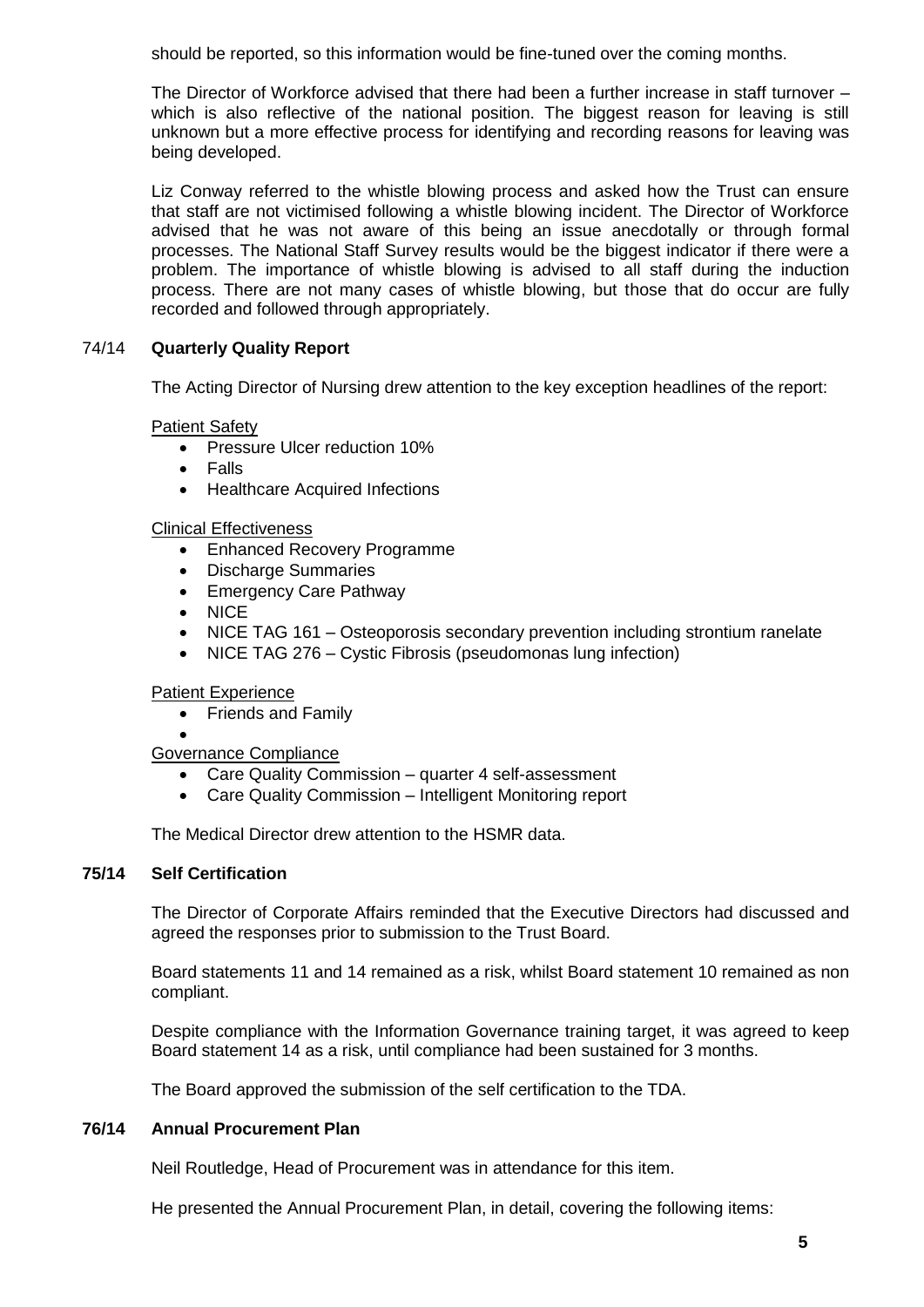should be reported, so this information would be fine-tuned over the coming months.

The Director of Workforce advised that there had been a further increase in staff turnover – which is also reflective of the national position. The biggest reason for leaving is still unknown but a more effective process for identifying and recording reasons for leaving was being developed.

Liz Conway referred to the whistle blowing process and asked how the Trust can ensure that staff are not victimised following a whistle blowing incident. The Director of Workforce advised that he was not aware of this being an issue anecdotally or through formal processes. The National Staff Survey results would be the biggest indicator if there were a problem. The importance of whistle blowing is advised to all staff during the induction process. There are not many cases of whistle blowing, but those that do occur are fully recorded and followed through appropriately.

## 74/14 **Quarterly Quality Report**

The Acting Director of Nursing drew attention to the key exception headlines of the report:

Patient Safety

- Pressure Ulcer reduction 10%
- Falls
- Healthcare Acquired Infections

Clinical Effectiveness

- Enhanced Recovery Programme
- Discharge Summaries
- Emergency Care Pathway
- NICE
- NICE TAG 161 – Osteoporosis secondary prevention including strontium ranelate
- NICE TAG 276 – Cystic Fibrosis (pseudomonas lung infection)

Patient Experience

- Friends and Family
-

Governance Compliance

- Care Quality Commission – quarter 4 self-assessment
- Care Quality Commission – Intelligent Monitoring report

The Medical Director drew attention to the HSMR data.

## **75/14 Self Certification**

The Director of Corporate Affairs reminded that the Executive Directors had discussed and agreed the responses prior to submission to the Trust Board.

Board statements 11 and 14 remained as a risk, whilst Board statement 10 remained as non compliant.

Despite compliance with the Information Governance training target, it was agreed to keep Board statement 14 as a risk, until compliance had been sustained for 3 months.

The Board approved the submission of the self certification to the TDA.

## **76/14 Annual Procurement Plan**

Neil Routledge, Head of Procurement was in attendance for this item.

He presented the Annual Procurement Plan, in detail, covering the following items: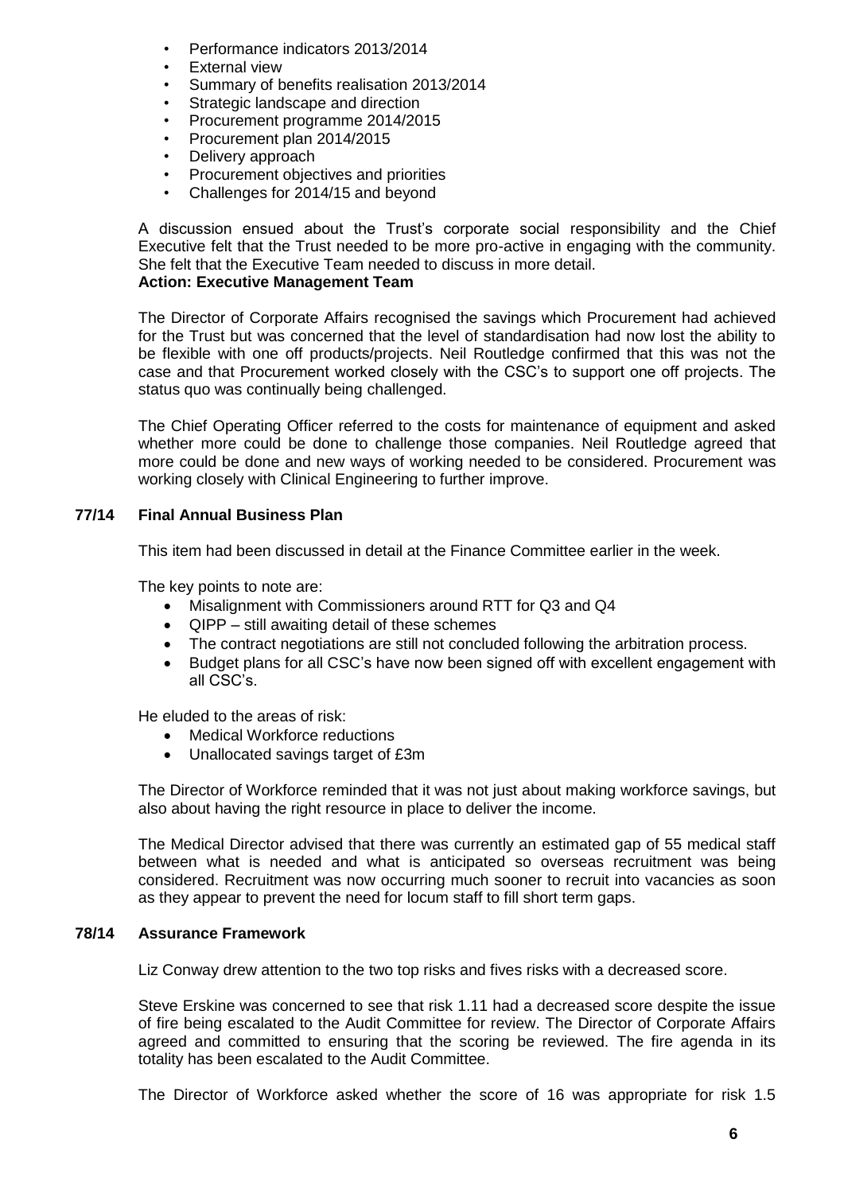- Performance indicators 2013/2014
- External view
- Summary of benefits realisation 2013/2014
- Strategic landscape and direction
- Procurement programme 2014/2015
- Procurement plan 2014/2015
- Delivery approach
- Procurement objectives and priorities
- Challenges for 2014/15 and beyond

A discussion ensued about the Trust's corporate social responsibility and the Chief Executive felt that the Trust needed to be more pro-active in engaging with the community. She felt that the Executive Team needed to discuss in more detail.
**Action: Executive Management Team**

The Director of Corporate Affairs recognised the savings which Procurement had achieved for the Trust but was concerned that the level of standardisation had now lost the ability to be flexible with one off products/projects. Neil Routledge confirmed that this was not the case and that Procurement worked closely with the CSC's to support one off projects. The status quo was continually being challenged.

The Chief Operating Officer referred to the costs for maintenance of equipment and asked whether more could be done to challenge those companies. Neil Routledge agreed that more could be done and new ways of working needed to be considered. Procurement was working closely with Clinical Engineering to further improve.

## 77/14 Final Annual Business Plan

This item had been discussed in detail at the Finance Committee earlier in the week.

The key points to note are:

- Misalignment with Commissioners around RTT for Q3 and Q4
- QIPP – still awaiting detail of these schemes
- The contract negotiations are still not concluded following the arbitration process.
- Budget plans for all CSC's have now been signed off with excellent engagement with all CSC's.

He eluded to the areas of risk:

- Medical Workforce reductions
- Unallocated savings target of £3m

The Director of Workforce reminded that it was not just about making workforce savings, but also about having the right resource in place to deliver the income.

The Medical Director advised that there was currently an estimated gap of 55 medical staff between what is needed and what is anticipated so overseas recruitment was being considered. Recruitment was now occurring much sooner to recruit into vacancies as soon as they appear to prevent the need for locum staff to fill short term gaps.

## 78/14 Assurance Framework

Liz Conway drew attention to the two top risks and fives risks with a decreased score.

Steve Erskine was concerned to see that risk 1.11 had a decreased score despite the issue of fire being escalated to the Audit Committee for review. The Director of Corporate Affairs agreed and committed to ensuring that the scoring be reviewed. The fire agenda in its totality has been escalated to the Audit Committee.

The Director of Workforce asked whether the score of 16 was appropriate for risk 1.5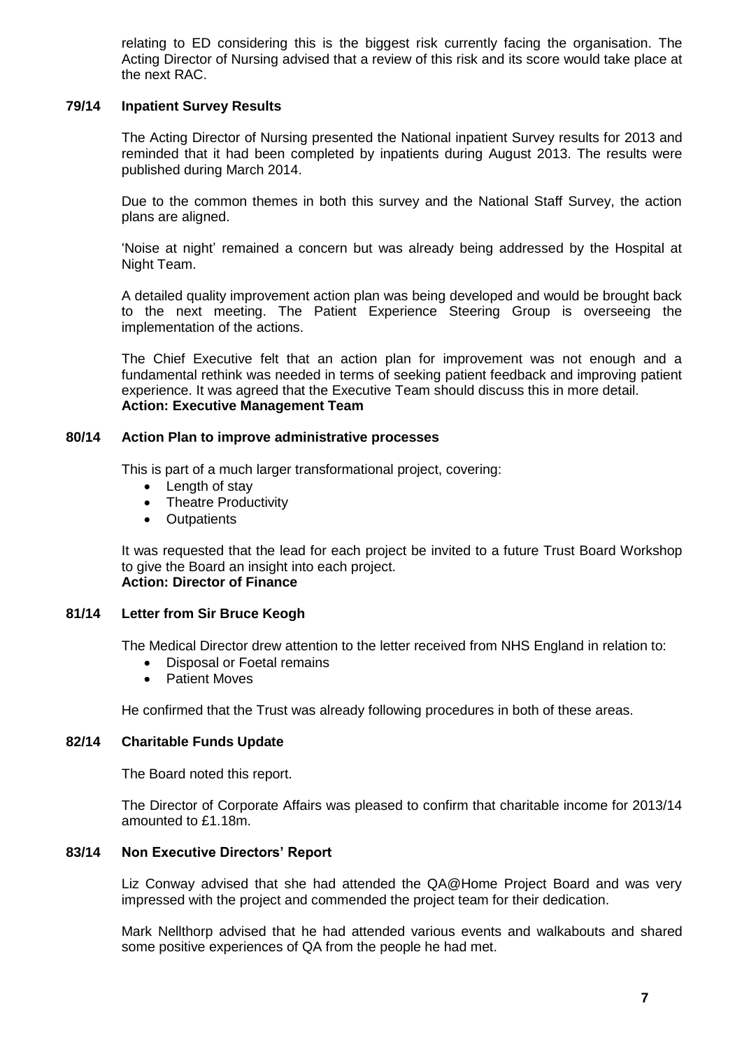relating to ED considering this is the biggest risk currently facing the organisation. The Acting Director of Nursing advised that a review of this risk and its score would take place at the next RAC.

**79/14 Inpatient Survey Results**

The Acting Director of Nursing presented the National inpatient Survey results for 2013 and reminded that it had been completed by inpatients during August 2013. The results were published during March 2014.

Due to the common themes in both this survey and the National Staff Survey, the action plans are aligned.

'Noise at night' remained a concern but was already being addressed by the Hospital at Night Team.

A detailed quality improvement action plan was being developed and would be brought back to the next meeting. The Patient Experience Steering Group is overseeing the implementation of the actions.

The Chief Executive felt that an action plan for improvement was not enough and a fundamental rethink was needed in terms of seeking patient feedback and improving patient experience. It was agreed that the Executive Team should discuss this in more detail.
**Action: Executive Management Team**

**80/14 Action Plan to improve administrative processes**

This is part of a much larger transformational project, covering:

- Length of stay
- Theatre Productivity
- Outpatients

It was requested that the lead for each project be invited to a future Trust Board Workshop to give the Board an insight into each project.
**Action: Director of Finance**

**81/14 Letter from Sir Bruce Keogh**

The Medical Director drew attention to the letter received from NHS England in relation to:

- Disposal or Foetal remains
- Patient Moves

He confirmed that the Trust was already following procedures in both of these areas.

**82/14 Charitable Funds Update**

The Board noted this report.

The Director of Corporate Affairs was pleased to confirm that charitable income for 2013/14 amounted to £1.18m.

**83/14 Non Executive Directors' Report**

Liz Conway advised that she had attended the QA@Home Project Board and was very impressed with the project and commended the project team for their dedication.

Mark Nellthorp advised that he had attended various events and walkabouts and shared some positive experiences of QA from the people he had met.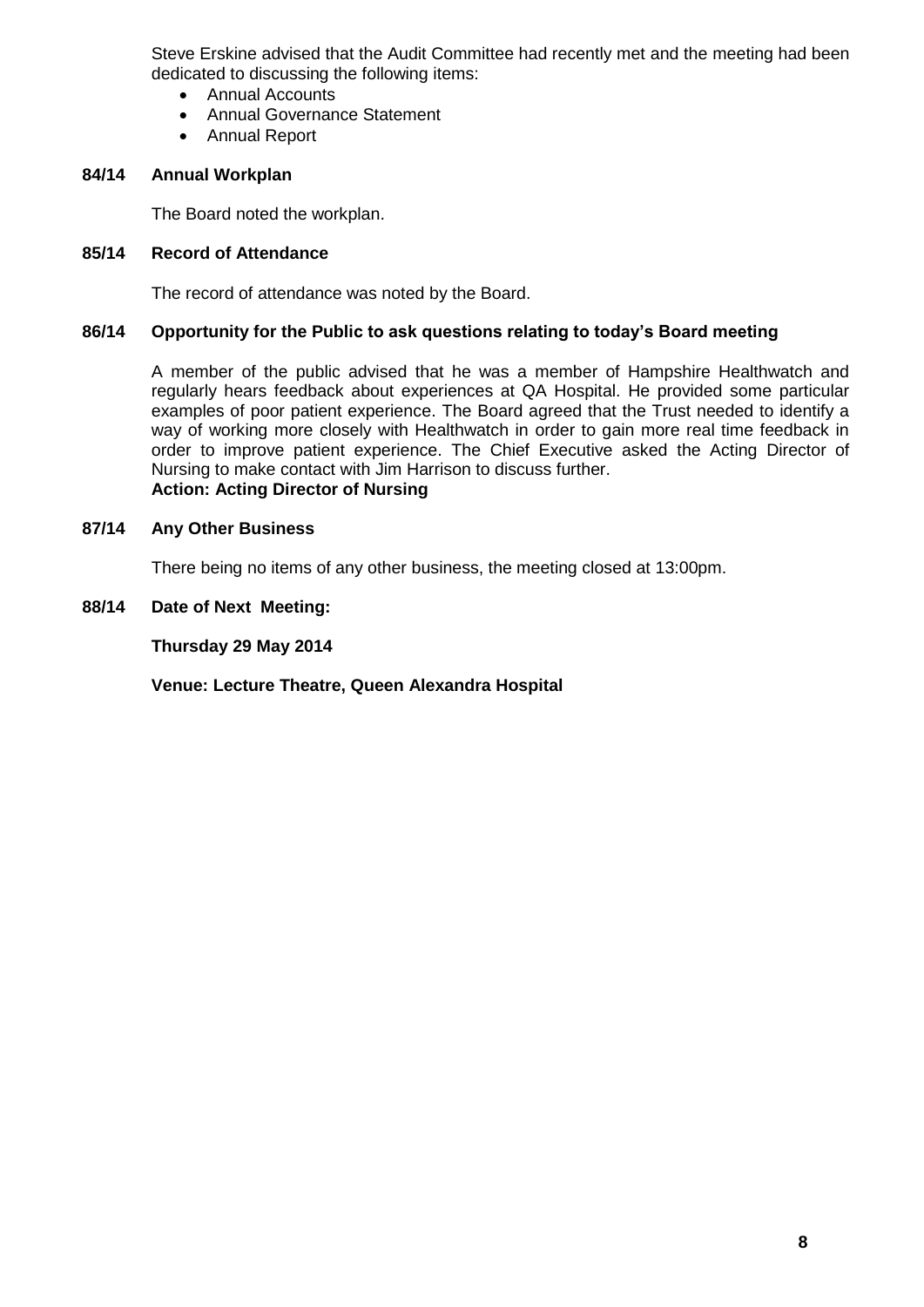Steve Erskine advised that the Audit Committee had recently met and the meeting had been dedicated to discussing the following items:

- Annual Accounts
- Annual Governance Statement
- Annual Report

**84/14 Annual Workplan**

The Board noted the workplan.

**85/14 Record of Attendance**

The record of attendance was noted by the Board.

**86/14 Opportunity for the Public to ask questions relating to today's Board meeting**

A member of the public advised that he was a member of Hampshire Healthwatch and regularly hears feedback about experiences at QA Hospital. He provided some particular examples of poor patient experience. The Board agreed that the Trust needed to identify a way of working more closely with Healthwatch in order to gain more real time feedback in order to improve patient experience. The Chief Executive asked the Acting Director of Nursing to make contact with Jim Harrison to discuss further.
**Action: Acting Director of Nursing**

**87/14 Any Other Business**

There being no items of any other business, the meeting closed at 13:00pm.

**88/14 Date of Next Meeting:**

**Thursday 29 May 2014**

**Venue: Lecture Theatre, Queen Alexandra Hospital**